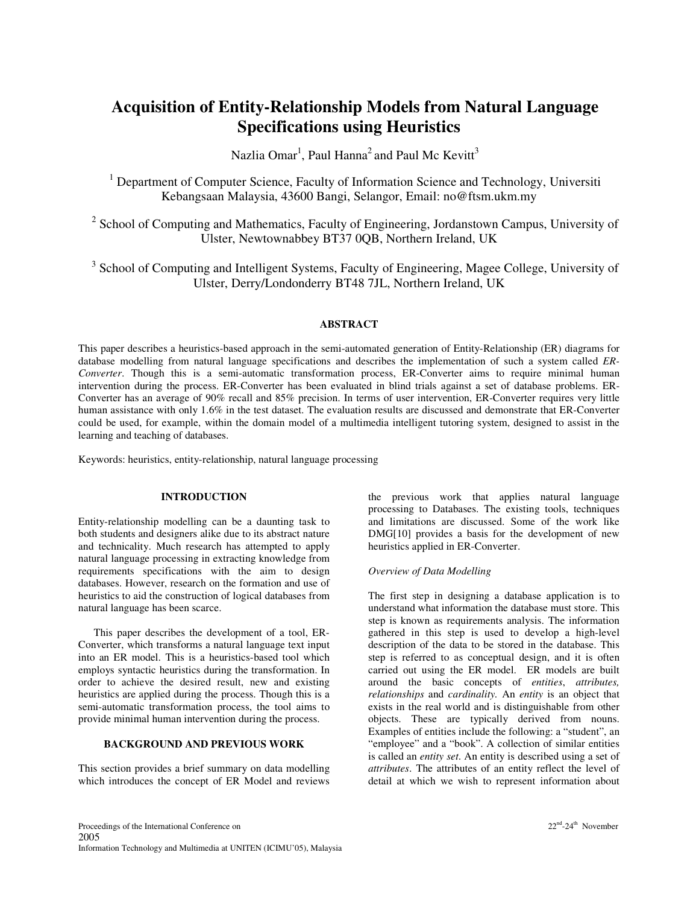# Acquisition of Entity-Relationship Models from Natural Language Specifications using Heuristics

Nazlia Omar[1], Paul Hanna[2] and Paul Mc Kevitt[3]

[1] Department of Computer Science, Faculty of Information Science and Technology, Universiti Kebangsaan Malaysia, 43600 Bangi, Selangor, Email: no@ftsm.ukm.my

[2] School of Computing and Mathematics, Faculty of Engineering, Jordanstown Campus, University of Ulster, Newtownabbey BT37 0QB, Northern Ireland, UK

[3] School of Computing and Intelligent Systems, Faculty of Engineering, Magee College, University of Ulster, Derry/Londonderry BT48 7JL, Northern Ireland, UK

## ABSTRACT

This paper describes a heuristics-based approach in the semi-automated generation of Entity-Relationship (ER) diagrams for database modelling from natural language specifications and describes the implementation of such a system called *ER-Converter*. Though this is a semi-automatic transformation process, ER-Converter aims to require minimal human intervention during the process. ER-Converter has been evaluated in blind trials against a set of database problems. ER-Converter has an average of 90% recall and 85% precision. In terms of user intervention, ER-Converter requires very little human assistance with only 1.6% in the test dataset. The evaluation results are discussed and demonstrate that ER-Converter could be used, for example, within the domain model of a multimedia intelligent tutoring system, designed to assist in the learning and teaching of databases.

Keywords: heuristics, entity-relationship, natural language processing

## INTRODUCTION

Entity-relationship modelling can be a daunting task to both students and designers alike due to its abstract nature and technicality. Much research has attempted to apply natural language processing in extracting knowledge from requirements specifications with the aim to design databases. However, research on the formation and use of heuristics to aid the construction of logical databases from natural language has been scarce.

This paper describes the development of a tool, ER-Converter, which transforms a natural language text input into an ER model. This is a heuristics-based tool which employs syntactic heuristics during the transformation. In order to achieve the desired result, new and existing heuristics are applied during the process. Though this is a semi-automatic transformation process, the tool aims to provide minimal human intervention during the process.

## BACKGROUND AND PREVIOUS WORK

This section provides a brief summary on data modelling which introduces the concept of ER Model and reviews the previous work that applies natural language processing to Databases. The existing tools, techniques and limitations are discussed. Some of the work like DMG[10] provides a basis for the development of new heuristics applied in ER-Converter.

### *Overview of Data Modelling*

The first step in designing a database application is to understand what information the database must store. This step is known as requirements analysis. The information gathered in this step is used to develop a high-level description of the data to be stored in the database. This step is referred to as conceptual design, and it is often carried out using the ER model. ER models are built around the basic concepts of *entities*, *attributes, relationships* and *cardinality.* An *entity* is an object that exists in the real world and is distinguishable from other objects. These are typically derived from nouns. Examples of entities include the following: a "student", an "employee" and a "book". A collection of similar entities is called an *entity set*. An entity is described using a set of *attributes*. The attributes of an entity reflect the level of detail at which we wish to represent information about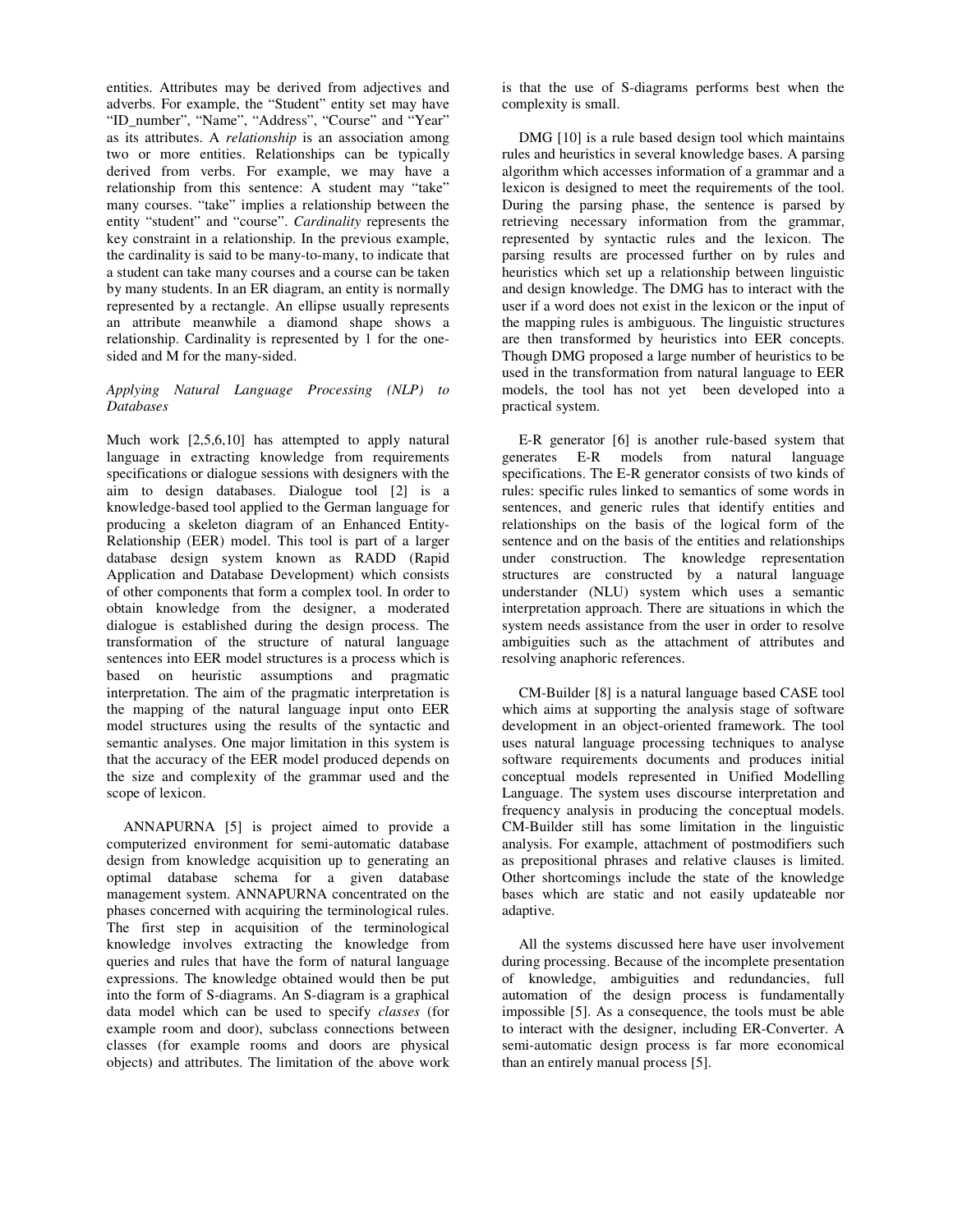entities. Attributes may be derived from adjectives and adverbs. For example, the "Student" entity set may have "ID_number", "Name", "Address", "Course" and "Year" as its attributes. A *relationship* is an association among two or more entities. Relationships can be typically derived from verbs. For example, we may have a relationship from this sentence: A student may "take" many courses. "take" implies a relationship between the entity "student" and "course". *Cardinality* represents the key constraint in a relationship. In the previous example, the cardinality is said to be many-to-many, to indicate that a student can take many courses and a course can be taken by many students. In an ER diagram, an entity is normally represented by a rectangle. An ellipse usually represents an attribute meanwhile a diamond shape shows a relationship. Cardinality is represented by 1 for the one-sided and M for the many-sided.

*Applying Natural Language Processing (NLP) to Databases*

Much work [2,5,6,10] has attempted to apply natural language in extracting knowledge from requirements specifications or dialogue sessions with designers with the aim to design databases. Dialogue tool [2] is a knowledge-based tool applied to the German language for producing a skeleton diagram of an Enhanced Entity-Relationship (EER) model. This tool is part of a larger database design system known as RADD (Rapid Application and Database Development) which consists of other components that form a complex tool. In order to obtain knowledge from the designer, a moderated dialogue is established during the design process. The transformation of the structure of natural language sentences into EER model structures is a process which is based on heuristic assumptions and pragmatic interpretation. The aim of the pragmatic interpretation is the mapping of the natural language input onto EER model structures using the results of the syntactic and semantic analyses. One major limitation in this system is that the accuracy of the EER model produced depends on the size and complexity of the grammar used and the scope of lexicon.

ANNAPURNA [5] is project aimed to provide a computerized environment for semi-automatic database design from knowledge acquisition up to generating an optimal database schema for a given database management system. ANNAPURNA concentrated on the phases concerned with acquiring the terminological rules. The first step in acquisition of the terminological knowledge involves extracting the knowledge from queries and rules that have the form of natural language expressions. The knowledge obtained would then be put into the form of S-diagrams. An S-diagram is a graphical data model which can be used to specify *classes* (for example room and door), subclass connections between classes (for example rooms and doors are physical objects) and attributes. The limitation of the above work is that the use of S-diagrams performs best when the complexity is small.

DMG [10] is a rule based design tool which maintains rules and heuristics in several knowledge bases. A parsing algorithm which accesses information of a grammar and a lexicon is designed to meet the requirements of the tool. During the parsing phase, the sentence is parsed by retrieving necessary information from the grammar, represented by syntactic rules and the lexicon. The parsing results are processed further on by rules and heuristics which set up a relationship between linguistic and design knowledge. The DMG has to interact with the user if a word does not exist in the lexicon or the input of the mapping rules is ambiguous. The linguistic structures are then transformed by heuristics into EER concepts. Though DMG proposed a large number of heuristics to be used in the transformation from natural language to EER models, the tool has not yet been developed into a practical system.

E-R generator [6] is another rule-based system that generates E-R models from natural language specifications. The E-R generator consists of two kinds of rules: specific rules linked to semantics of some words in sentences, and generic rules that identify entities and relationships on the basis of the logical form of the sentence and on the basis of the entities and relationships under construction. The knowledge representation structures are constructed by a natural language understander (NLU) system which uses a semantic interpretation approach. There are situations in which the system needs assistance from the user in order to resolve ambiguities such as the attachment of attributes and resolving anaphoric references.

CM-Builder [8] is a natural language based CASE tool which aims at supporting the analysis stage of software development in an object-oriented framework. The tool uses natural language processing techniques to analyse software requirements documents and produces initial conceptual models represented in Unified Modelling Language. The system uses discourse interpretation and frequency analysis in producing the conceptual models. CM-Builder still has some limitation in the linguistic analysis. For example, attachment of postmodifiers such as prepositional phrases and relative clauses is limited. Other shortcomings include the state of the knowledge bases which are static and not easily updateable nor adaptive.

All the systems discussed here have user involvement during processing. Because of the incomplete presentation of knowledge, ambiguities and redundancies, full automation of the design process is fundamentally impossible [5]. As a consequence, the tools must be able to interact with the designer, including ER-Converter. A semi-automatic design process is far more economical than an entirely manual process [5].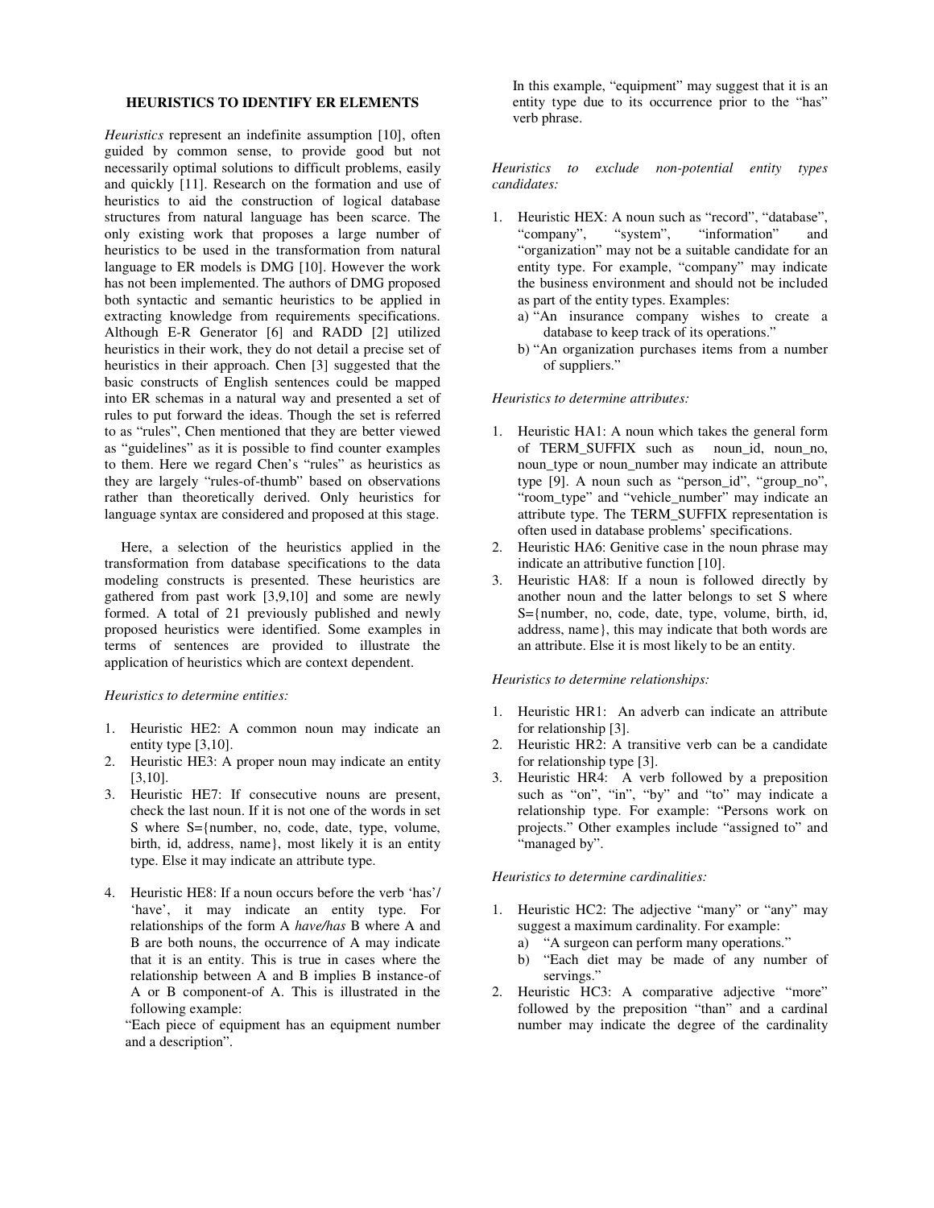## HEURISTICS TO IDENTIFY ER ELEMENTS

*Heuristics* represent an indefinite assumption [10], often guided by common sense, to provide good but not necessarily optimal solutions to difficult problems, easily and quickly [11]. Research on the formation and use of heuristics to aid the construction of logical database structures from natural language has been scarce. The only existing work that proposes a large number of heuristics to be used in the transformation from natural language to ER models is DMG [10]. However the work has not been implemented. The authors of DMG proposed both syntactic and semantic heuristics to be applied in extracting knowledge from requirements specifications. Although E-R Generator [6] and RADD [2] utilized heuristics in their work, they do not detail a precise set of heuristics in their approach. Chen [3] suggested that the basic constructs of English sentences could be mapped into ER schemas in a natural way and presented a set of rules to put forward the ideas. Though the set is referred to as "rules", Chen mentioned that they are better viewed as "guidelines" as it is possible to find counter examples to them. Here we regard Chen's "rules" as heuristics as they are largely "rules-of-thumb" based on observations rather than theoretically derived. Only heuristics for language syntax are considered and proposed at this stage.

Here, a selection of the heuristics applied in the transformation from database specifications to the data modeling constructs is presented. These heuristics are gathered from past work [3,9,10] and some are newly formed. A total of 21 previously published and newly proposed heuristics were identified. Some examples in terms of sentences are provided to illustrate the application of heuristics which are context dependent.

*Heuristics to determine entities:*

1. Heuristic HE2: A common noun may indicate an entity type [3,10].
2. Heuristic HE3: A proper noun may indicate an entity [3,10].
3. Heuristic HE7: If consecutive nouns are present, check the last noun. If it is not one of the words in set S where S={number, no, code, date, type, volume, birth, id, address, name}, most likely it is an entity type. Else it may indicate an attribute type.
4. Heuristic HE8: If a noun occurs before the verb 'has'/ 'have', it may indicate an entity type. For relationships of the form A *have/has* B where A and B are both nouns, the occurrence of A may indicate that it is an entity. This is true in cases where the relationship between A and B implies B instance-of A or B component-of A. This is illustrated in the following example:
   "Each piece of equipment has an equipment number and a description".
   In this example, "equipment" may suggest that it is an entity type due to its occurrence prior to the "has" verb phrase.

*Heuristics to exclude non-potential entity types candidates:*

1. Heuristic HEX: A noun such as "record", "database", "company", "system", "information" and "organization" may not be a suitable candidate for an entity type. For example, "company" may indicate the business environment and should not be included as part of the entity types. Examples:
   a) "An insurance company wishes to create a database to keep track of its operations."
   b) "An organization purchases items from a number of suppliers."

*Heuristics to determine attributes:*

1. Heuristic HA1: A noun which takes the general form of TERM_SUFFIX such as noun_id, noun_no, noun_type or noun_number may indicate an attribute type [9]. A noun such as "person_id", "group_no", "room_type" and "vehicle_number" may indicate an attribute type. The TERM_SUFFIX representation is often used in database problems' specifications.
2. Heuristic HA6: Genitive case in the noun phrase may indicate an attributive function [10].
3. Heuristic HA8: If a noun is followed directly by another noun and the latter belongs to set S where S={number, no, code, date, type, volume, birth, id, address, name}, this may indicate that both words are an attribute. Else it is most likely to be an entity.

*Heuristics to determine relationships:*

1. Heuristic HR1: An adverb can indicate an attribute for relationship [3].
2. Heuristic HR2: A transitive verb can be a candidate for relationship type [3].
3. Heuristic HR4: A verb followed by a preposition such as "on", "in", "by" and "to" may indicate a relationship type. For example: "Persons work on projects." Other examples include "assigned to" and "managed by".

*Heuristics to determine cardinalities:*

1. Heuristic HC2: The adjective "many" or "any" may suggest a maximum cardinality. For example:
   a) "A surgeon can perform many operations."
   b) "Each diet may be made of any number of servings."
2. Heuristic HC3: A comparative adjective "more" followed by the preposition "than" and a cardinal number may indicate the degree of the cardinality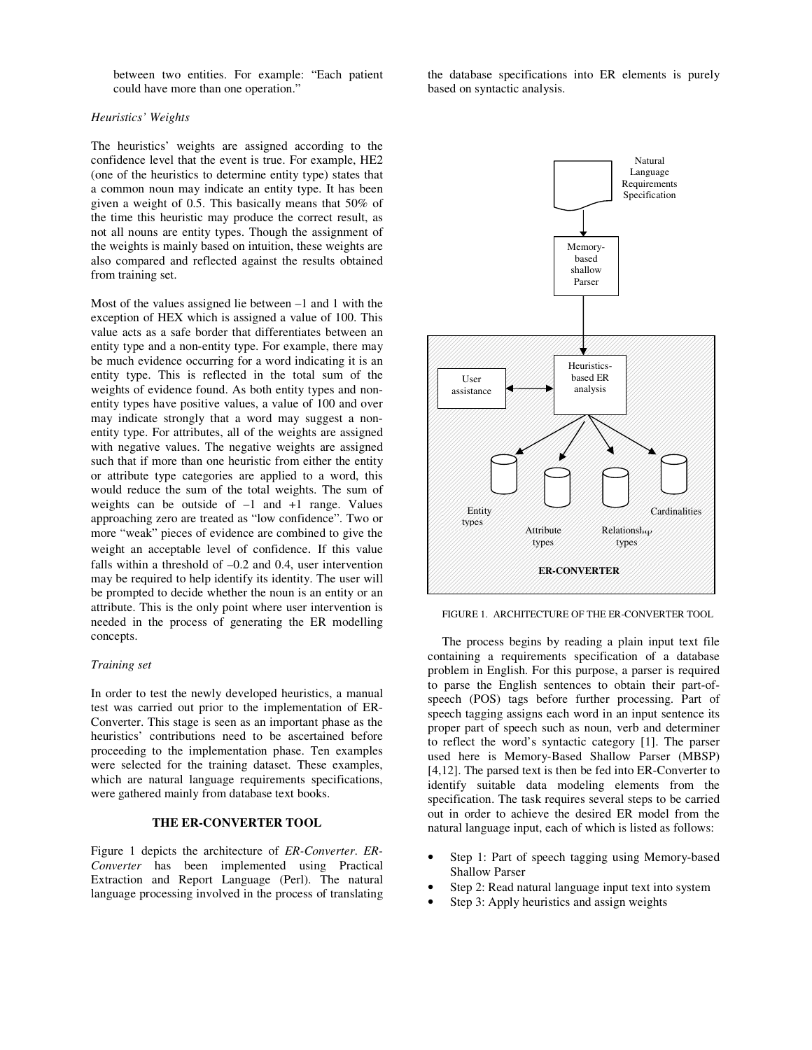between two entities. For example: "Each patient could have more than one operation."

*Heuristics' Weights*

The heuristics' weights are assigned according to the confidence level that the event is true. For example, HE2 (one of the heuristics to determine entity type) states that a common noun may indicate an entity type. It has been given a weight of 0.5. This basically means that 50% of the time this heuristic may produce the correct result, as not all nouns are entity types. Though the assignment of the weights is mainly based on intuition, these weights are also compared and reflected against the results obtained from training set.

Most of the values assigned lie between –1 and 1 with the exception of HEX which is assigned a value of 100. This value acts as a safe border that differentiates between an entity type and a non-entity type. For example, there may be much evidence occurring for a word indicating it is an entity type. This is reflected in the total sum of the weights of evidence found. As both entity types and non-entity types have positive values, a value of 100 and over may indicate strongly that a word may suggest a non-entity type. For attributes, all of the weights are assigned with negative values. The negative weights are assigned such that if more than one heuristic from either the entity or attribute type categories are applied to a word, this would reduce the sum of the total weights. The sum of weights can be outside of –1 and +1 range. Values approaching zero are treated as "low confidence". Two or more "weak" pieces of evidence are combined to give the weight an acceptable level of confidence. If this value falls within a threshold of –0.2 and 0.4, user intervention may be required to help identify its identity. The user will be prompted to decide whether the noun is an entity or an attribute. This is the only point where user intervention is needed in the process of generating the ER modelling concepts.

*Training set*

In order to test the newly developed heuristics, a manual test was carried out prior to the implementation of ER-Converter. This stage is seen as an important phase as the heuristics' contributions need to be ascertained before proceeding to the implementation phase. Ten examples were selected for the training dataset. These examples, which are natural language requirements specifications, were gathered mainly from database text books.

## THE ER-CONVERTER TOOL

Figure 1 depicts the architecture of *ER-Converter*. *ER-Converter* has been implemented using Practical Extraction and Report Language (Perl). The natural language processing involved in the process of translating the database specifications into ER elements is purely based on syntactic analysis.

Natural Language Requirements Specification

Memory-based shallow Parser

User assistance

Heuristics-based ER analysis

Entity types

Attribute types

Relationship types

Cardinalities

ER-CONVERTER

FIGURE 1. ARCHITECTURE OF THE ER-CONVERTER TOOL

The process begins by reading a plain input text file containing a requirements specification of a database problem in English. For this purpose, a parser is required to parse the English sentences to obtain their part-of-speech (POS) tags before further processing. Part of speech tagging assigns each word in an input sentence its proper part of speech such as noun, verb and determiner to reflect the word's syntactic category [1]. The parser used here is Memory-Based Shallow Parser (MBSP) [4,12]. The parsed text is then be fed into ER-Converter to identify suitable data modeling elements from the specification. The task requires several steps to be carried out in order to achieve the desired ER model from the natural language input, each of which is listed as follows:

- Step 1: Part of speech tagging using Memory-based Shallow Parser
- Step 2: Read natural language input text into system
- Step 3: Apply heuristics and assign weights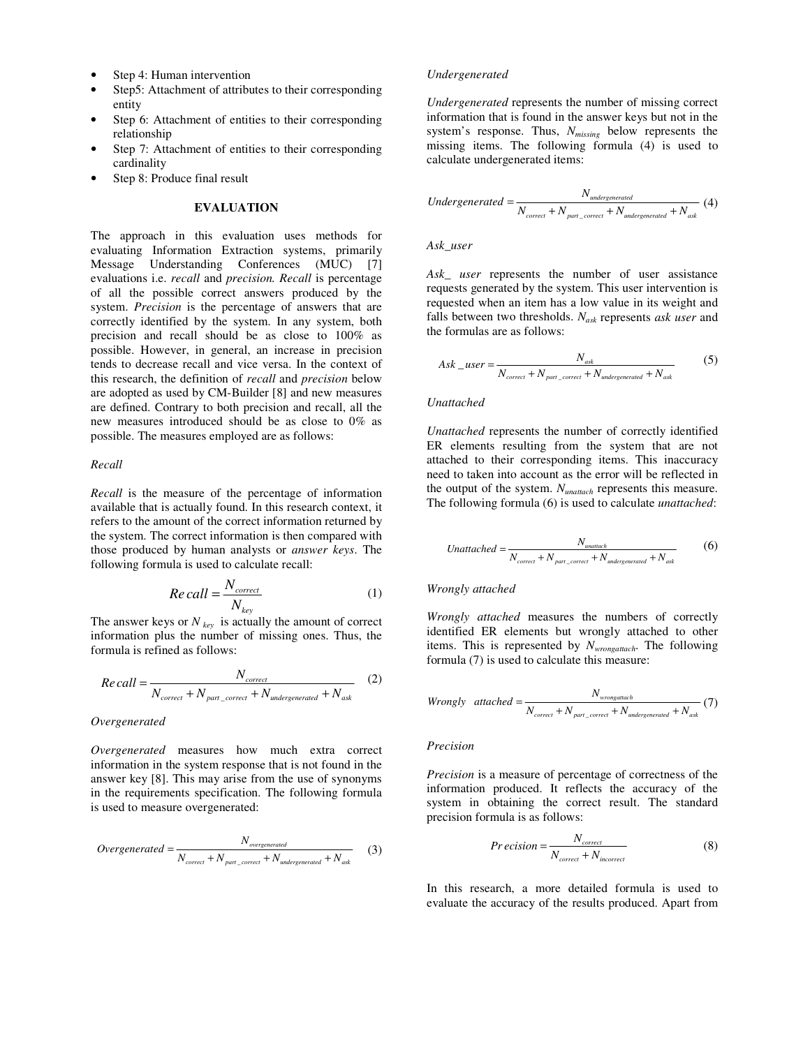- Step 4: Human intervention
- Step5: Attachment of attributes to their corresponding entity
- Step 6: Attachment of entities to their corresponding relationship
- Step 7: Attachment of entities to their corresponding cardinality
- Step 8: Produce final result

## EVALUATION

The approach in this evaluation uses methods for evaluating Information Extraction systems, primarily Message Understanding Conferences (MUC) [7] evaluations i.e. *recall* and *precision*. *Recall* is percentage of all the possible correct answers produced by the system. *Precision* is the percentage of answers that are correctly identified by the system. In any system, both precision and recall should be as close to 100% as possible. However, in general, an increase in precision tends to decrease recall and vice versa. In the context of this research, the definition of *recall* and *precision* below are adopted as used by CM-Builder [8] and new measures are defined. Contrary to both precision and recall, all the new measures introduced should be as close to 0% as possible. The measures employed are as follows:

*Recall*

*Recall* is the measure of the percentage of information available that is actually found. In this research context, it refers to the amount of the correct information returned by the system. The correct information is then compared with those produced by human analysts or *answer keys*. The following formula is used to calculate recall:

$$Recall = \frac{N_{correct}}{N_{key}} \quad (1)$$

The answer keys or $N_{key}$ is actually the amount of correct information plus the number of missing ones. Thus, the formula is refined as follows:

$$Recall = \frac{N_{correct}}{N_{correct} + N_{part\_correct} + N_{undergenerated} + N_{ask}} \quad (2)$$

*Overgenerated*

*Overgenerated* measures how much extra correct information in the system response that is not found in the answer key [8]. This may arise from the use of synonyms in the requirements specification. The following formula is used to measure overgenerated:

$$Overgenerated = \frac{N_{overgenerated}}{N_{correct} + N_{part\_correct} + N_{undergenerated} + N_{ask}} \quad (3)$$

*Undergenerated*

*Undergenerated* represents the number of missing correct information that is found in the answer keys but not in the system's response. Thus, $N_{missing}$ below represents the missing items. The following formula (4) is used to calculate undergenerated items:

$$Undergenerated = \frac{N_{undergenerated}}{N_{correct} + N_{part\_correct} + N_{undergenerated} + N_{ask}} \quad (4)$$

*Ask_user*

*Ask_ user* represents the number of user assistance requests generated by the system. This user intervention is requested when an item has a low value in its weight and falls between two thresholds. $N_{ask}$ represents *ask user* and the formulas are as follows:

$$Ask\_user = \frac{N_{ask}}{N_{correct} + N_{part\_correct} + N_{undergenerated} + N_{ask}} \quad (5)$$

*Unattached*

*Unattached* represents the number of correctly identified ER elements resulting from the system that are not attached to their corresponding items. This inaccuracy need to taken into account as the error will be reflected in the output of the system. $N_{unattach}$ represents this measure. The following formula (6) is used to calculate *unattached*:

$$Unattached = \frac{N_{unattach}}{N_{correct} + N_{part\_correct} + N_{undergenerated} + N_{ask}} \quad (6)$$

*Wrongly attached*

*Wrongly attached* measures the numbers of correctly identified ER elements but wrongly attached to other items. This is represented by $N_{wrongattach}$. The following formula (7) is used to calculate this measure:

$$Wrongly\ \ attached = \frac{N_{wrongattach}}{N_{correct} + N_{part\_correct} + N_{undergenerated} + N_{ask}} \quad (7)$$

*Precision*

*Precision* is a measure of percentage of correctness of the information produced. It reflects the accuracy of the system in obtaining the correct result. The standard precision formula is as follows:

$$Precision = \frac{N_{correct}}{N_{correct} + N_{incorrect}} \quad (8)$$

In this research, a more detailed formula is used to evaluate the accuracy of the results produced. Apart from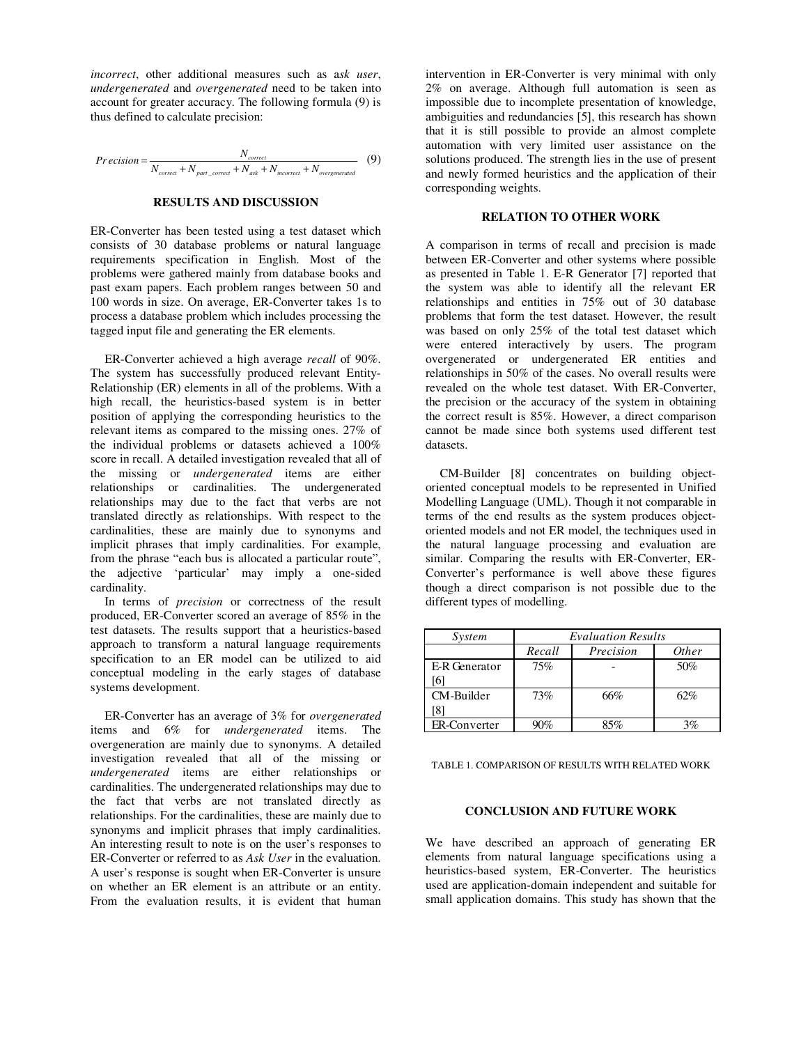*incorrect*, other additional measures such as a*sk user*, *undergenerated* and *overgenerated* need to be taken into account for greater accuracy. The following formula (9) is thus defined to calculate precision:

$$Precision = \frac{N_{correct}}{N_{correct} + N_{part\_correct} + N_{ask} + N_{incorrect} + N_{overgenerated}} \quad (9)$$

## RESULTS AND DISCUSSION

ER-Converter has been tested using a test dataset which consists of 30 database problems or natural language requirements specification in English. Most of the problems were gathered mainly from database books and past exam papers. Each problem ranges between 50 and 100 words in size. On average, ER-Converter takes 1s to process a database problem which includes processing the tagged input file and generating the ER elements.

ER-Converter achieved a high average *recall* of 90%. The system has successfully produced relevant Entity-Relationship (ER) elements in all of the problems. With a high recall, the heuristics-based system is in better position of applying the corresponding heuristics to the relevant items as compared to the missing ones. 27% of the individual problems or datasets achieved a 100% score in recall. A detailed investigation revealed that all of the missing or *undergenerated* items are either relationships or cardinalities. The undergenerated relationships may due to the fact that verbs are not translated directly as relationships. With respect to the cardinalities, these are mainly due to synonyms and implicit phrases that imply cardinalities. For example, from the phrase "each bus is allocated a particular route", the adjective 'particular' may imply a one-sided cardinality.

In terms of *precision* or correctness of the result produced, ER-Converter scored an average of 85% in the test datasets. The results support that a heuristics-based approach to transform a natural language requirements specification to an ER model can be utilized to aid conceptual modeling in the early stages of database systems development.

ER-Converter has an average of 3% for *overgenerated* items and 6% for *undergenerated* items. The overgeneration are mainly due to synonyms. A detailed investigation revealed that all of the missing or *undergenerated* items are either relationships or cardinalities. The undergenerated relationships may due to the fact that verbs are not translated directly as relationships. For the cardinalities, these are mainly due to synonyms and implicit phrases that imply cardinalities. An interesting result to note is on the user's responses to ER-Converter or referred to as *Ask User* in the evaluation. A user's response is sought when ER-Converter is unsure on whether an ER element is an attribute or an entity. From the evaluation results, it is evident that human intervention in ER-Converter is very minimal with only 2% on average. Although full automation is seen as impossible due to incomplete presentation of knowledge, ambiguities and redundancies [5], this research has shown that it is still possible to provide an almost complete automation with very limited user assistance on the solutions produced. The strength lies in the use of present and newly formed heuristics and the application of their corresponding weights.

## RELATION TO OTHER WORK

A comparison in terms of recall and precision is made between ER-Converter and other systems where possible as presented in Table 1. E-R Generator [7] reported that the system was able to identify all the relevant ER relationships and entities in 75% out of 30 database problems that form the test dataset. However, the result was based on only 25% of the total test dataset which were entered interactively by users. The program overgenerated or undergenerated ER entities and relationships in 50% of the cases. No overall results were revealed on the whole test dataset. With ER-Converter, the precision or the accuracy of the system in obtaining the correct result is 85%. However, a direct comparison cannot be made since both systems used different test datasets.

CM-Builder [8] concentrates on building object-oriented conceptual models to be represented in Unified Modelling Language (UML). Though it not comparable in terms of the end results as the system produces object-oriented models and not ER model, the techniques used in the natural language processing and evaluation are similar. Comparing the results with ER-Converter, ER-Converter's performance is well above these figures though a direct comparison is not possible due to the different types of modelling.

| *System* | *Evaluation Results* | | |
|---|---|---|---|
| | *Recall* | *Precision* | *Other* |
| E-R Generator [6] | 75% | - | 50% |
| CM-Builder [8] | 73% | 66% | 62% |
| ER-Converter | 90% | 85% | 3% |

TABLE 1. COMPARISON OF RESULTS WITH RELATED WORK

## CONCLUSION AND FUTURE WORK

We have described an approach of generating ER elements from natural language specifications using a heuristics-based system, ER-Converter. The heuristics used are application-domain independent and suitable for small application domains. This study has shown that the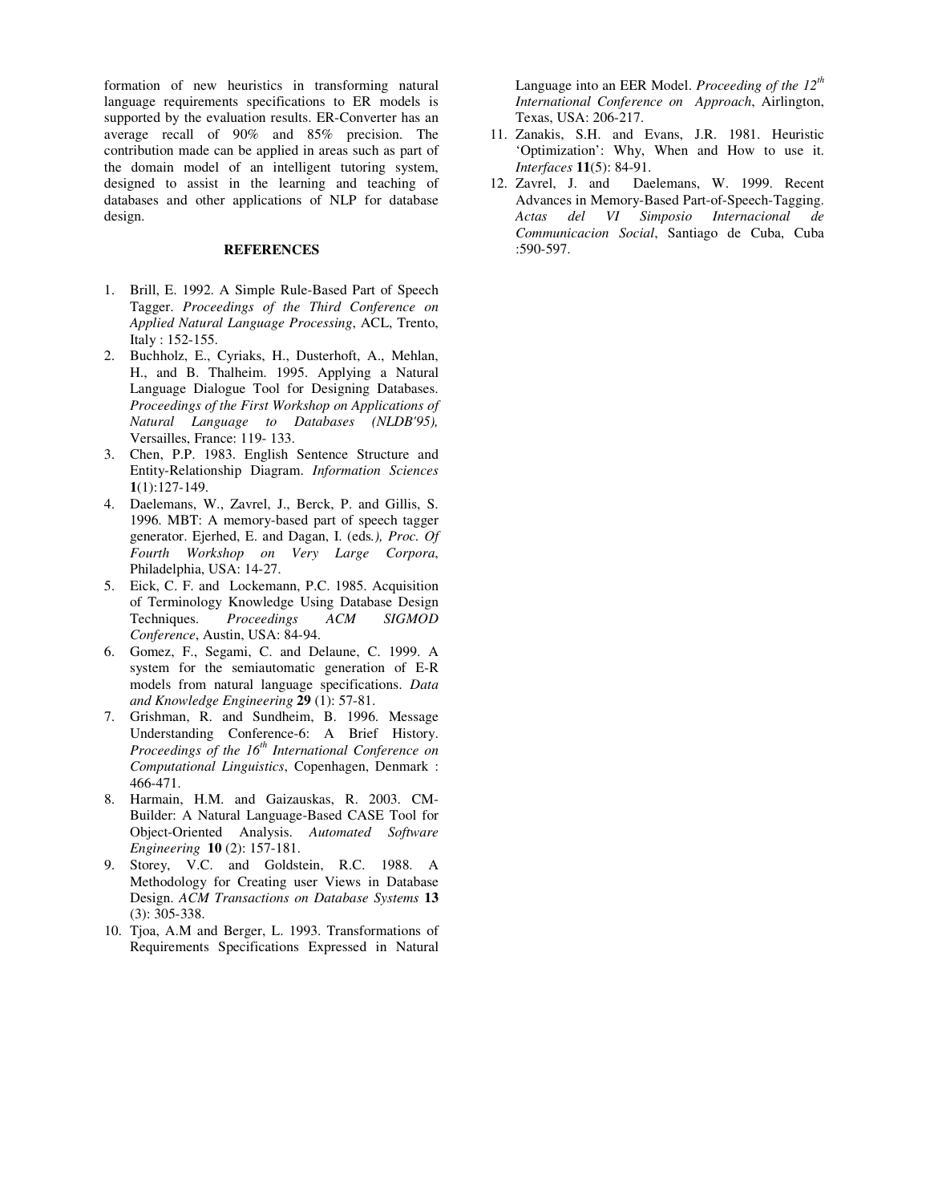formation of new heuristics in transforming natural language requirements specifications to ER models is supported by the evaluation results. ER-Converter has an average recall of 90% and 85% precision. The contribution made can be applied in areas such as part of the domain model of an intelligent tutoring system, designed to assist in the learning and teaching of databases and other applications of NLP for database design.

## REFERENCES

1. Brill, E. 1992. A Simple Rule-Based Part of Speech Tagger. *Proceedings of the Third Conference on Applied Natural Language Processing*, ACL, Trento, Italy : 152-155.
2. Buchholz, E., Cyriaks, H., Dusterhoft, A., Mehlan, H., and B. Thalheim. 1995. Applying a Natural Language Dialogue Tool for Designing Databases. *Proceedings of the First Workshop on Applications of Natural Language to Databases (NLDB'95),* Versailles, France: 119- 133.
3. Chen, P.P. 1983. English Sentence Structure and Entity-Relationship Diagram. *Information Sciences* **1**(1):127-149.
4. Daelemans, W., Zavrel, J., Berck, P. and Gillis, S. 1996. MBT: A memory-based part of speech tagger generator. Ejerhed, E. and Dagan, I. (eds*.), Proc. Of Fourth Workshop on Very Large Corpora*, Philadelphia, USA: 14-27.
5. Eick, C. F. and Lockemann, P.C. 1985. Acquisition of Terminology Knowledge Using Database Design Techniques. *Proceedings ACM SIGMOD Conference*, Austin, USA: 84-94.
6. Gomez, F., Segami, C. and Delaune, C. 1999. A system for the semiautomatic generation of E-R models from natural language specifications. *Data and Knowledge Engineering* **29** (1): 57-81.
7. Grishman, R. and Sundheim, B. 1996. Message Understanding Conference-6: A Brief History. *Proceedings of the 16th International Conference on Computational Linguistics*, Copenhagen, Denmark : 466-471.
8. Harmain, H.M. and Gaizauskas, R. 2003. CM-Builder: A Natural Language-Based CASE Tool for Object-Oriented Analysis. *Automated Software Engineering* **10** (2): 157-181.
9. Storey, V.C. and Goldstein, R.C. 1988. A Methodology for Creating user Views in Database Design. *ACM Transactions on Database Systems* **13** (3): 305-338.
10. Tjoa, A.M and Berger, L. 1993. Transformations of Requirements Specifications Expressed in Natural Language into an EER Model. *Proceeding of the 12th International Conference on Approach*, Airlington, Texas, USA: 206-217.
11. Zanakis, S.H. and Evans, J.R. 1981. Heuristic 'Optimization': Why, When and How to use it. *Interfaces* **11**(5): 84-91.
12. Zavrel, J. and Daelemans, W. 1999. Recent Advances in Memory-Based Part-of-Speech-Tagging. *Actas del VI Simposio Internacional de Communicacion Social*, Santiago de Cuba, Cuba :590-597.